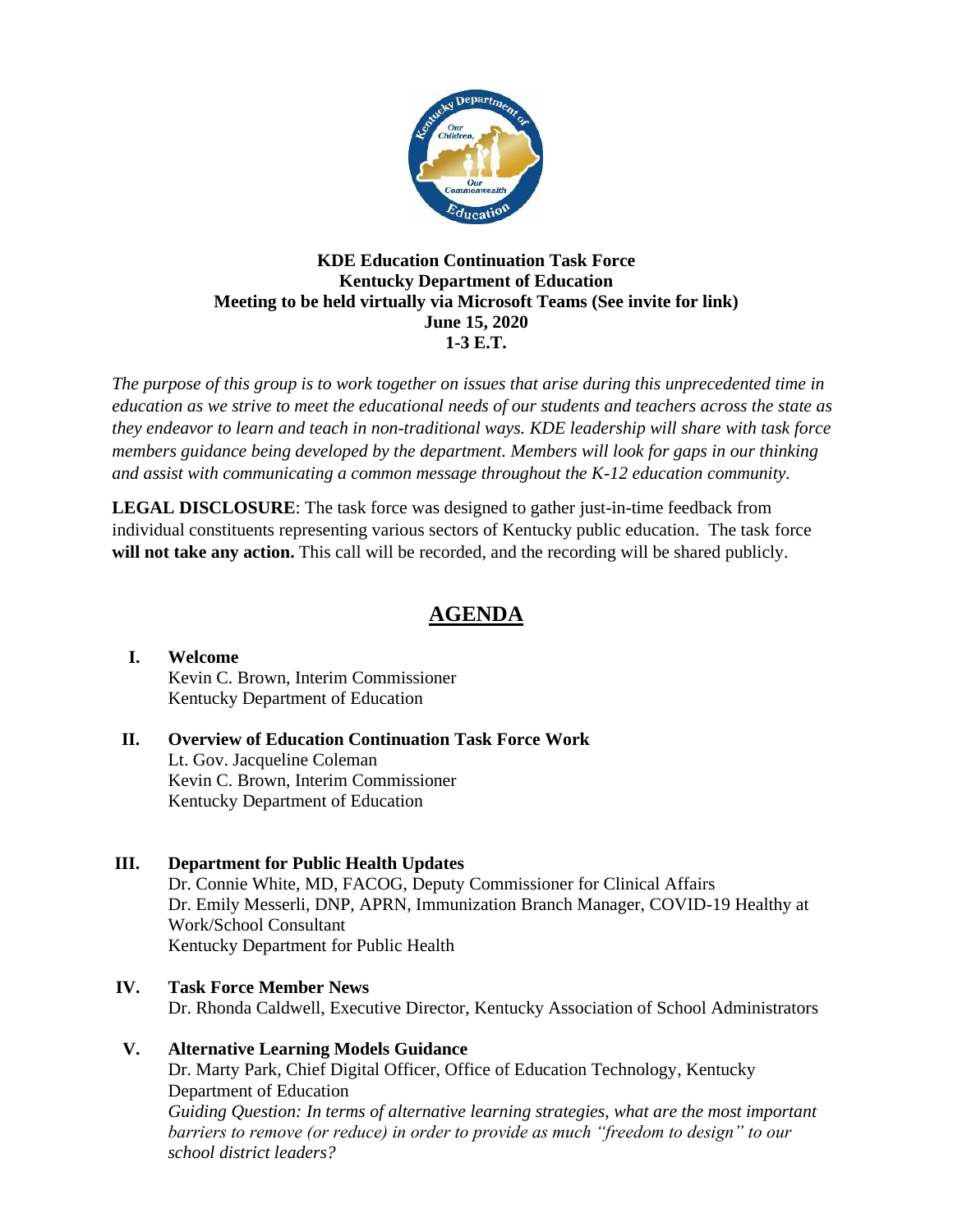**KDE Education Continuation Task Force**
**Kentucky Department of Education**
**Meeting to be held virtually via Microsoft Teams (See invite for link)**
**June 15, 2020**
**1-3 E.T.**

*The purpose of this group is to work together on issues that arise during this unprecedented time in education as we strive to meet the educational needs of our students and teachers across the state as they endeavor to learn and teach in non-traditional ways. KDE leadership will share with task force members guidance being developed by the department. Members will look for gaps in our thinking and assist with communicating a common message throughout the K-12 education community.*

**LEGAL DISCLOSURE**: The task force was designed to gather just-in-time feedback from individual constituents representing various sectors of Kentucky public education. The task force **will not take any action.** This call will be recorded, and the recording will be shared publicly.

# AGENDA

I. **Welcome**
Kevin C. Brown, Interim Commissioner
Kentucky Department of Education

II. **Overview of Education Continuation Task Force Work**
Lt. Gov. Jacqueline Coleman
Kevin C. Brown, Interim Commissioner
Kentucky Department of Education

III. **Department for Public Health Updates**
Dr. Connie White, MD, FACOG, Deputy Commissioner for Clinical Affairs
Dr. Emily Messerli, DNP, APRN, Immunization Branch Manager, COVID-19 Healthy at Work/School Consultant
Kentucky Department for Public Health

IV. **Task Force Member News**
Dr. Rhonda Caldwell, Executive Director, Kentucky Association of School Administrators

V. **Alternative Learning Models Guidance**
Dr. Marty Park, Chief Digital Officer, Office of Education Technology, Kentucky Department of Education
*Guiding Question: In terms of alternative learning strategies, what are the most important barriers to remove (or reduce) in order to provide as much "freedom to design" to our school district leaders?*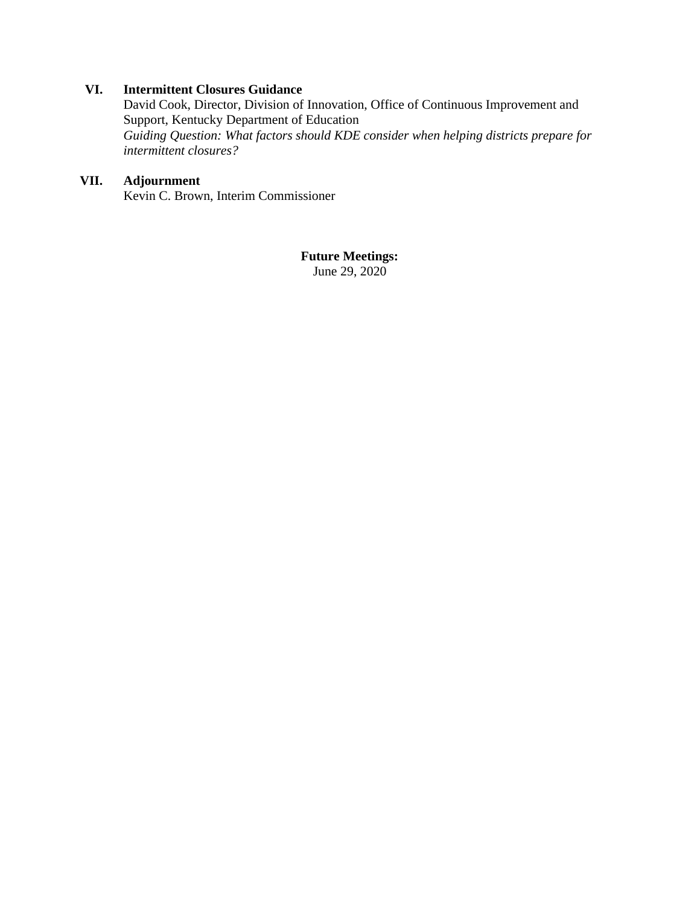**VI. Intermittent Closures Guidance**

David Cook, Director, Division of Innovation, Office of Continuous Improvement and Support, Kentucky Department of Education

*Guiding Question: What factors should KDE consider when helping districts prepare for intermittent closures?*

**VII. Adjournment**

Kevin C. Brown, Interim Commissioner

**Future Meetings:**

June 29, 2020